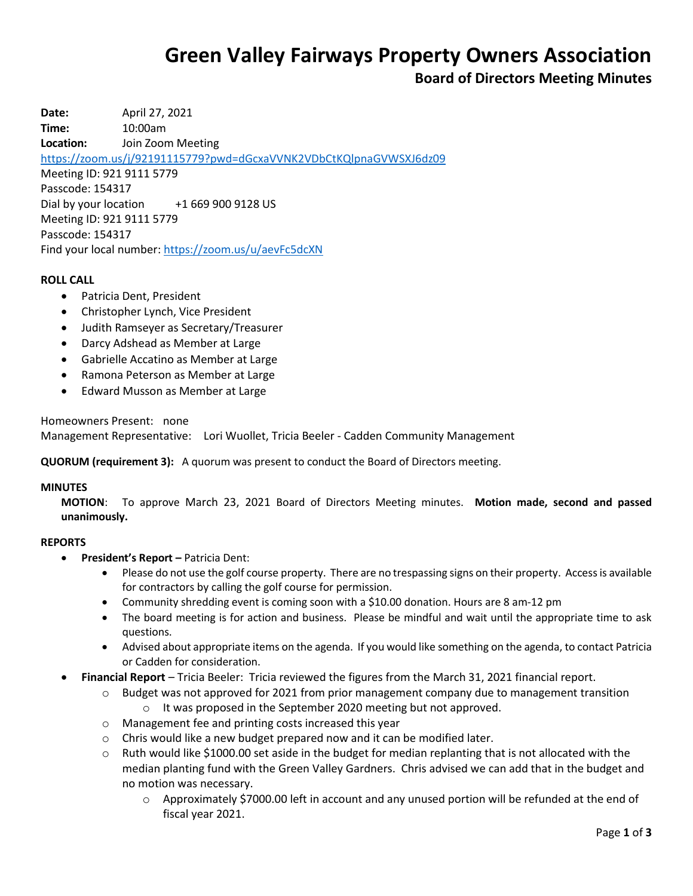# Green Valley Fairways Property Owners Association

## Board of Directors Meeting Minutes

**Date:** April 27, 2021
**Time:** 10:00am
**Location:** Join Zoom Meeting
https://zoom.us/j/92191115779?pwd=dGcxaVVNK2VDbCtKQlpnaGVWSXJ6dz09
Meeting ID: 921 9111 5779
Passcode: 154317
Dial by your location +1 669 900 9128 US
Meeting ID: 921 9111 5779
Passcode: 154317
Find your local number: https://zoom.us/u/aevFc5dcXN

**ROLL CALL**

- Patricia Dent, President
- Christopher Lynch, Vice President
- Judith Ramseyer as Secretary/Treasurer
- Darcy Adshead as Member at Large
- Gabrielle Accatino as Member at Large
- Ramona Peterson as Member at Large
- Edward Musson as Member at Large

Homeowners Present: none
Management Representative: Lori Wuollet, Tricia Beeler - Cadden Community Management

**QUORUM (requirement 3):** A quorum was present to conduct the Board of Directors meeting.

**MINUTES**

**MOTION**: To approve March 23, 2021 Board of Directors Meeting minutes. **Motion made, second and passed unanimously.**

**REPORTS**

- **President's Report –** Patricia Dent:
  - Please do not use the golf course property. There are no trespassing signs on their property. Access is available for contractors by calling the golf course for permission.
  - Community shredding event is coming soon with a $10.00 donation. Hours are 8 am-12 pm
  - The board meeting is for action and business. Please be mindful and wait until the appropriate time to ask questions.
  - Advised about appropriate items on the agenda. If you would like something on the agenda, to contact Patricia or Cadden for consideration.
- **Financial Report** – Tricia Beeler: Tricia reviewed the figures from the March 31, 2021 financial report.
  - Budget was not approved for 2021 from prior management company due to management transition
    - It was proposed in the September 2020 meeting but not approved.
  - Management fee and printing costs increased this year
  - Chris would like a new budget prepared now and it can be modified later.
  - Ruth would like $1000.00 set aside in the budget for median replanting that is not allocated with the median planting fund with the Green Valley Gardners. Chris advised we can add that in the budget and no motion was necessary.
    - Approximately $7000.00 left in account and any unused portion will be refunded at the end of fiscal year 2021.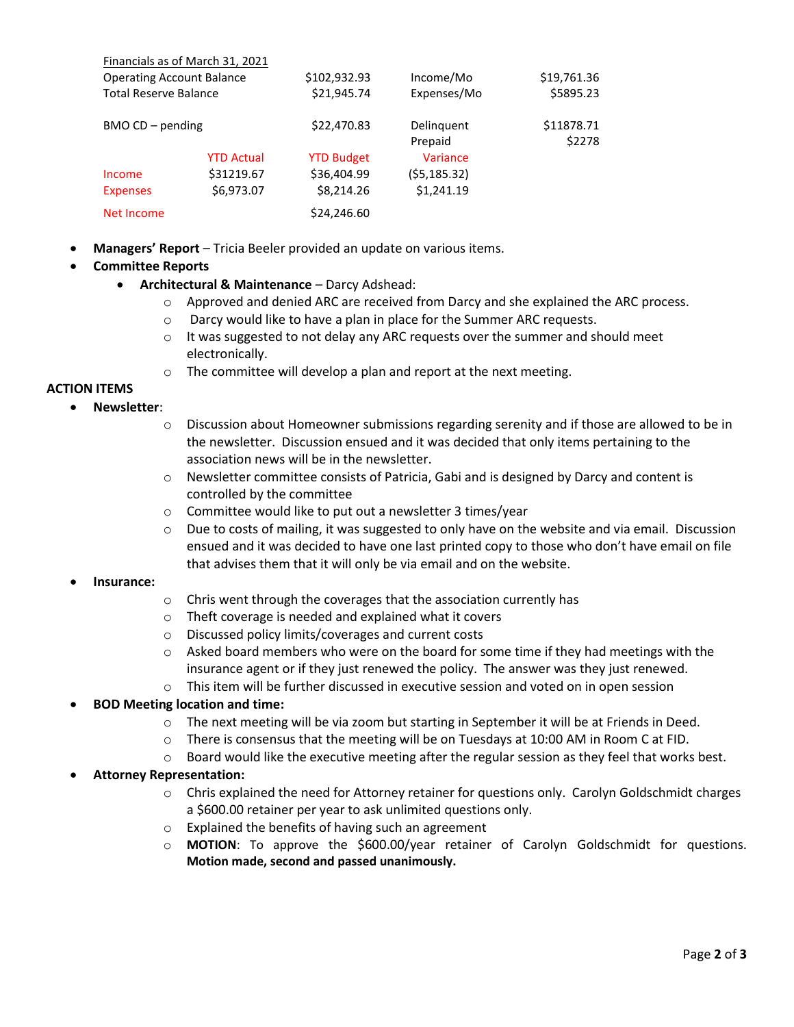Financials as of March 31, 2021

| | | | | |
|---|---|---|---|---|
| Operating Account Balance | | $102,932.93 | Income/Mo | $19,761.36 |
| Total Reserve Balance | | $21,945.74 | Expenses/Mo | $5895.23 |
| BMO CD – pending | | $22,470.83 | Delinquent | $11878.71 |
| | | | Prepaid | $2278 |
| | YTD Actual | YTD Budget | Variance | |
| Income | $31219.67 | $36,404.99 | ($5,185.32) | |
| Expenses | $6,973.07 | $8,214.26 | $1,241.19 | |
| Net Income | | $24,246.60 | | |

- **Managers' Report** – Tricia Beeler provided an update on various items.
- **Committee Reports**
  - **Architectural & Maintenance** – Darcy Adshead:
    - Approved and denied ARC are received from Darcy and she explained the ARC process.
    - Darcy would like to have a plan in place for the Summer ARC requests.
    - It was suggested to not delay any ARC requests over the summer and should meet electronically.
    - The committee will develop a plan and report at the next meeting.

**ACTION ITEMS**

- **Newsletter**:
  - Discussion about Homeowner submissions regarding serenity and if those are allowed to be in the newsletter. Discussion ensued and it was decided that only items pertaining to the association news will be in the newsletter.
  - Newsletter committee consists of Patricia, Gabi and is designed by Darcy and content is controlled by the committee
  - Committee would like to put out a newsletter 3 times/year
  - Due to costs of mailing, it was suggested to only have on the website and via email. Discussion ensued and it was decided to have one last printed copy to those who don't have email on file that advises them that it will only be via email and on the website.
- **Insurance:**
  - Chris went through the coverages that the association currently has
  - Theft coverage is needed and explained what it covers
  - Discussed policy limits/coverages and current costs
  - Asked board members who were on the board for some time if they had meetings with the insurance agent or if they just renewed the policy. The answer was they just renewed.
  - This item will be further discussed in executive session and voted on in open session
- **BOD Meeting location and time:**
  - The next meeting will be via zoom but starting in September it will be at Friends in Deed.
  - There is consensus that the meeting will be on Tuesdays at 10:00 AM in Room C at FID.
  - Board would like the executive meeting after the regular session as they feel that works best.
- **Attorney Representation:**
  - Chris explained the need for Attorney retainer for questions only. Carolyn Goldschmidt charges a $600.00 retainer per year to ask unlimited questions only.
  - Explained the benefits of having such an agreement
  - **MOTION**: To approve the $600.00/year retainer of Carolyn Goldschmidt for questions. **Motion made, second and passed unanimously.**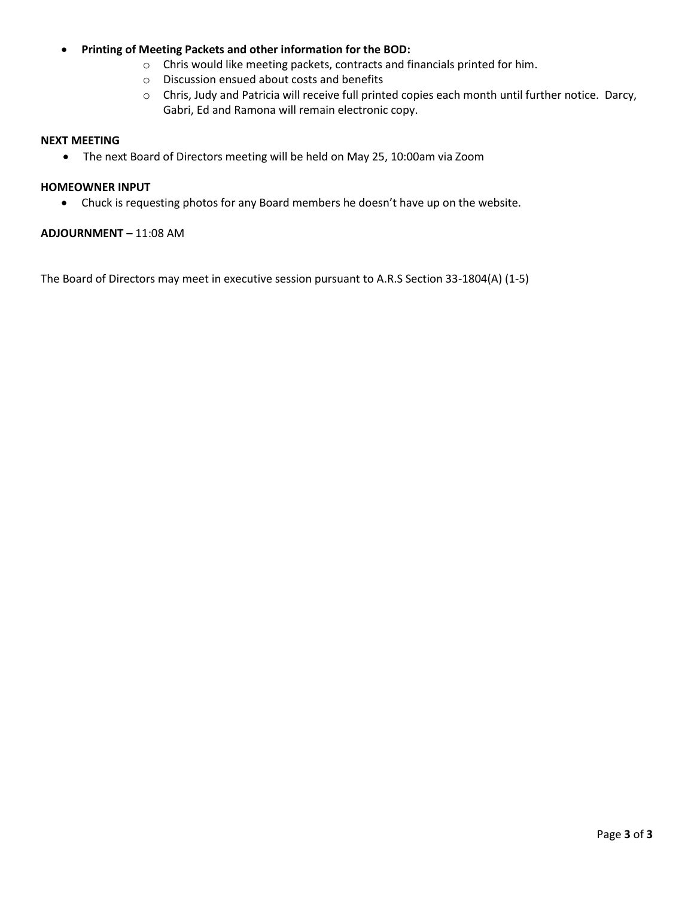- **Printing of Meeting Packets and other information for the BOD:**
  - Chris would like meeting packets, contracts and financials printed for him.
  - Discussion ensued about costs and benefits
  - Chris, Judy and Patricia will receive full printed copies each month until further notice. Darcy, Gabri, Ed and Ramona will remain electronic copy.

**NEXT MEETING**

- The next Board of Directors meeting will be held on May 25, 10:00am via Zoom

**HOMEOWNER INPUT**

- Chuck is requesting photos for any Board members he doesn't have up on the website.

**ADJOURNMENT –** 11:08 AM

The Board of Directors may meet in executive session pursuant to A.R.S Section 33-1804(A) (1-5)